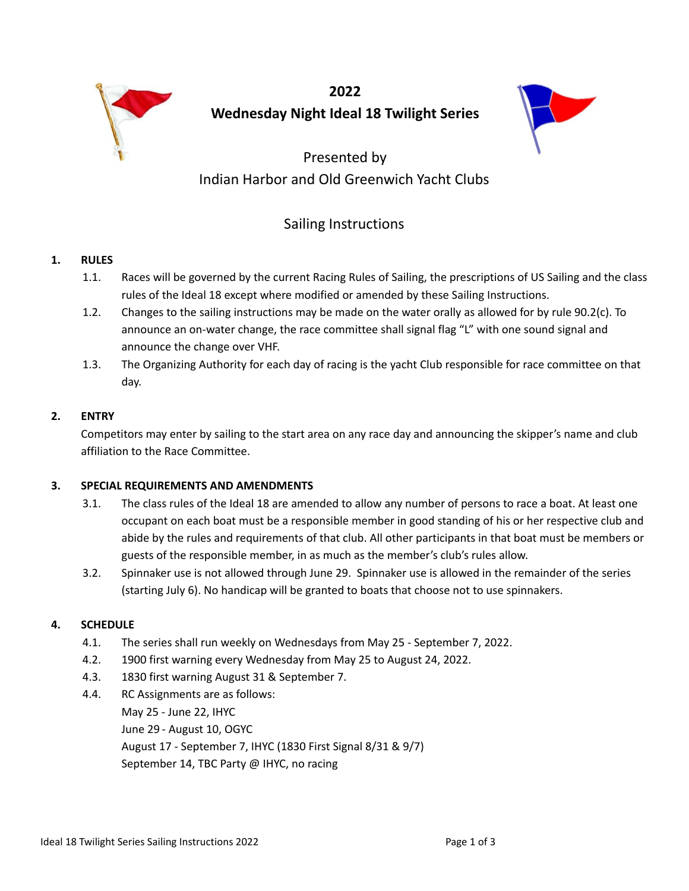# 2022
# Wednesday Night Ideal 18 Twilight Series

Presented by
Indian Harbor and Old Greenwich Yacht Clubs

## Sailing Instructions

**1. RULES**

1.1. Races will be governed by the current Racing Rules of Sailing, the prescriptions of US Sailing and the class rules of the Ideal 18 except where modified or amended by these Sailing Instructions.

1.2. Changes to the sailing instructions may be made on the water orally as allowed for by rule 90.2(c). To announce an on-water change, the race committee shall signal flag "L" with one sound signal and announce the change over VHF.

1.3. The Organizing Authority for each day of racing is the yacht Club responsible for race committee on that day.

**2. ENTRY**

Competitors may enter by sailing to the start area on any race day and announcing the skipper's name and club affiliation to the Race Committee.

**3. SPECIAL REQUIREMENTS AND AMENDMENTS**

3.1. The class rules of the Ideal 18 are amended to allow any number of persons to race a boat. At least one occupant on each boat must be a responsible member in good standing of his or her respective club and abide by the rules and requirements of that club. All other participants in that boat must be members or guests of the responsible member, in as much as the member's club's rules allow.

3.2. Spinnaker use is not allowed through June 29. Spinnaker use is allowed in the remainder of the series (starting July 6). No handicap will be granted to boats that choose not to use spinnakers.

**4. SCHEDULE**

4.1. The series shall run weekly on Wednesdays from May 25 - September 7, 2022.

4.2. 1900 first warning every Wednesday from May 25 to August 24, 2022.

4.3. 1830 first warning August 31 & September 7.

4.4. RC Assignments are as follows:
May 25 - June 22, IHYC
June 29 - August 10, OGYC
August 17 - September 7, IHYC (1830 First Signal 8/31 & 9/7)
September 14, TBC Party @ IHYC, no racing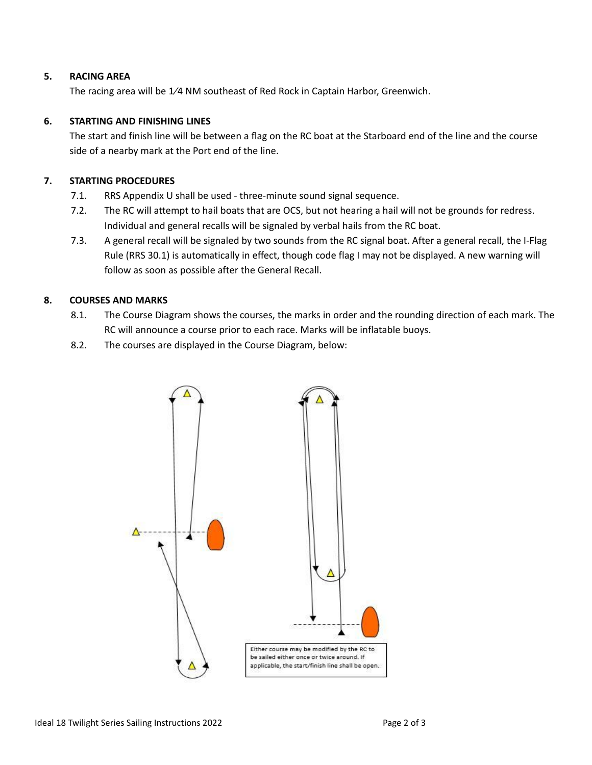## 5. RACING AREA

The racing area will be 1⁄4 NM southeast of Red Rock in Captain Harbor, Greenwich.

## 6. STARTING AND FINISHING LINES

The start and finish line will be between a flag on the RC boat at the Starboard end of the line and the course side of a nearby mark at the Port end of the line.

## 7. STARTING PROCEDURES

7.1. RRS Appendix U shall be used - three-minute sound signal sequence.

7.2. The RC will attempt to hail boats that are OCS, but not hearing a hail will not be grounds for redress. Individual and general recalls will be signaled by verbal hails from the RC boat.

7.3. A general recall will be signaled by two sounds from the RC signal boat. After a general recall, the I-Flag Rule (RRS 30.1) is automatically in effect, though code flag I may not be displayed. A new warning will follow as soon as possible after the General Recall.

## 8. COURSES AND MARKS

8.1. The Course Diagram shows the courses, the marks in order and the rounding direction of each mark. The RC will announce a course prior to each race. Marks will be inflatable buoys.

8.2. The courses are displayed in the Course Diagram, below:

Either course may be modified by the RC to be sailed either once or twice around. If applicable, the start/finish line shall be open.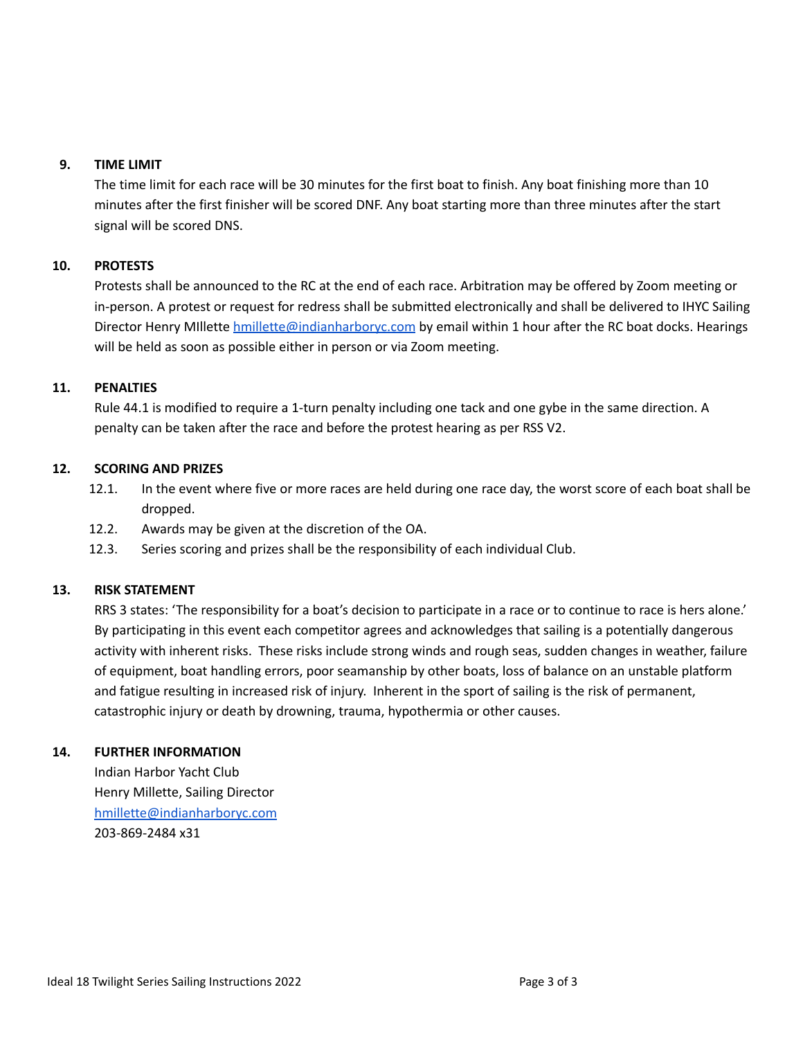## 9. TIME LIMIT

The time limit for each race will be 30 minutes for the first boat to finish. Any boat finishing more than 10 minutes after the first finisher will be scored DNF. Any boat starting more than three minutes after the start signal will be scored DNS.

## 10. PROTESTS

Protests shall be announced to the RC at the end of each race. Arbitration may be offered by Zoom meeting or in-person. A protest or request for redress shall be submitted electronically and shall be delivered to IHYC Sailing Director Henry MIllette hmillette@indianharboryc.com by email within 1 hour after the RC boat docks. Hearings will be held as soon as possible either in person or via Zoom meeting.

## 11. PENALTIES

Rule 44.1 is modified to require a 1-turn penalty including one tack and one gybe in the same direction. A penalty can be taken after the race and before the protest hearing as per RSS V2.

## 12. SCORING AND PRIZES

12.1. In the event where five or more races are held during one race day, the worst score of each boat shall be dropped.

12.2. Awards may be given at the discretion of the OA.

12.3. Series scoring and prizes shall be the responsibility of each individual Club.

## 13. RISK STATEMENT

RRS 3 states: 'The responsibility for a boat's decision to participate in a race or to continue to race is hers alone.' By participating in this event each competitor agrees and acknowledges that sailing is a potentially dangerous activity with inherent risks. These risks include strong winds and rough seas, sudden changes in weather, failure of equipment, boat handling errors, poor seamanship by other boats, loss of balance on an unstable platform and fatigue resulting in increased risk of injury. Inherent in the sport of sailing is the risk of permanent, catastrophic injury or death by drowning, trauma, hypothermia or other causes.

## 14. FURTHER INFORMATION

Indian Harbor Yacht Club
Henry Millette, Sailing Director
hmillette@indianharboryc.com
203-869-2484 x31